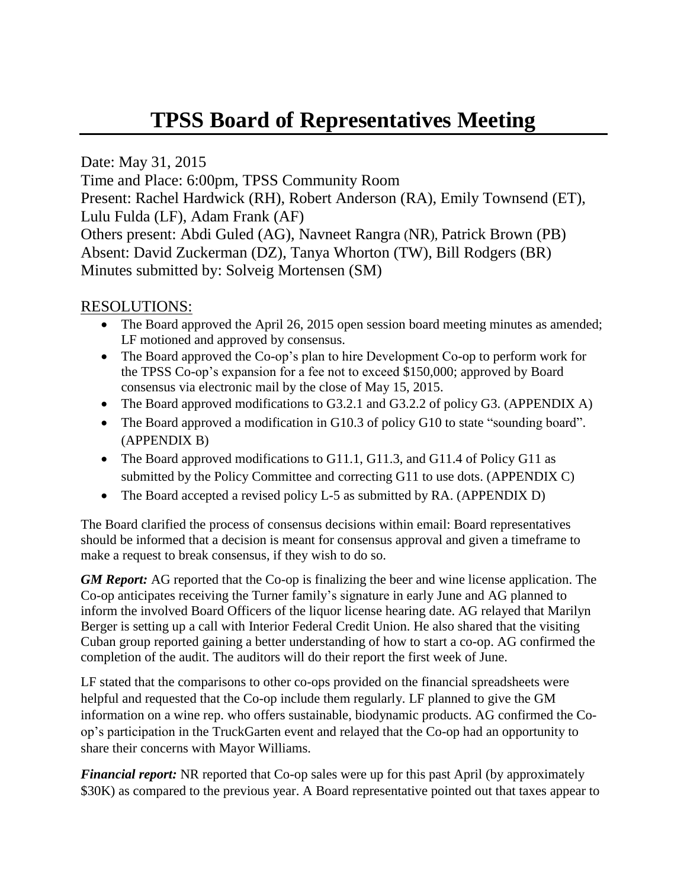# TPSS Board of Representatives Meeting

Date: May 31, 2015
Time and Place: 6:00pm, TPSS Community Room
Present: Rachel Hardwick (RH), Robert Anderson (RA), Emily Townsend (ET), Lulu Fulda (LF), Adam Frank (AF)
Others present: Abdi Guled (AG), Navneet Rangra (NR), Patrick Brown (PB)
Absent: David Zuckerman (DZ), Tanya Whorton (TW), Bill Rodgers (BR)
Minutes submitted by: Solveig Mortensen (SM)

## RESOLUTIONS:

- The Board approved the April 26, 2015 open session board meeting minutes as amended; LF motioned and approved by consensus.
- The Board approved the Co-op's plan to hire Development Co-op to perform work for the TPSS Co-op's expansion for a fee not to exceed $150,000; approved by Board consensus via electronic mail by the close of May 15, 2015.
- The Board approved modifications to G3.2.1 and G3.2.2 of policy G3. (APPENDIX A)
- The Board approved a modification in G10.3 of policy G10 to state "sounding board". (APPENDIX B)
- The Board approved modifications to G11.1, G11.3, and G11.4 of Policy G11 as submitted by the Policy Committee and correcting G11 to use dots. (APPENDIX C)
- The Board accepted a revised policy L-5 as submitted by RA. (APPENDIX D)

The Board clarified the process of consensus decisions within email: Board representatives should be informed that a decision is meant for consensus approval and given a timeframe to make a request to break consensus, if they wish to do so.

***GM Report:*** AG reported that the Co-op is finalizing the beer and wine license application. The Co-op anticipates receiving the Turner family's signature in early June and AG planned to inform the involved Board Officers of the liquor license hearing date. AG relayed that Marilyn Berger is setting up a call with Interior Federal Credit Union. He also shared that the visiting Cuban group reported gaining a better understanding of how to start a co-op. AG confirmed the completion of the audit. The auditors will do their report the first week of June.

LF stated that the comparisons to other co-ops provided on the financial spreadsheets were helpful and requested that the Co-op include them regularly. LF planned to give the GM information on a wine rep. who offers sustainable, biodynamic products. AG confirmed the Co-op's participation in the TruckGarten event and relayed that the Co-op had an opportunity to share their concerns with Mayor Williams.

***Financial report:*** NR reported that Co-op sales were up for this past April (by approximately $30K) as compared to the previous year. A Board representative pointed out that taxes appear to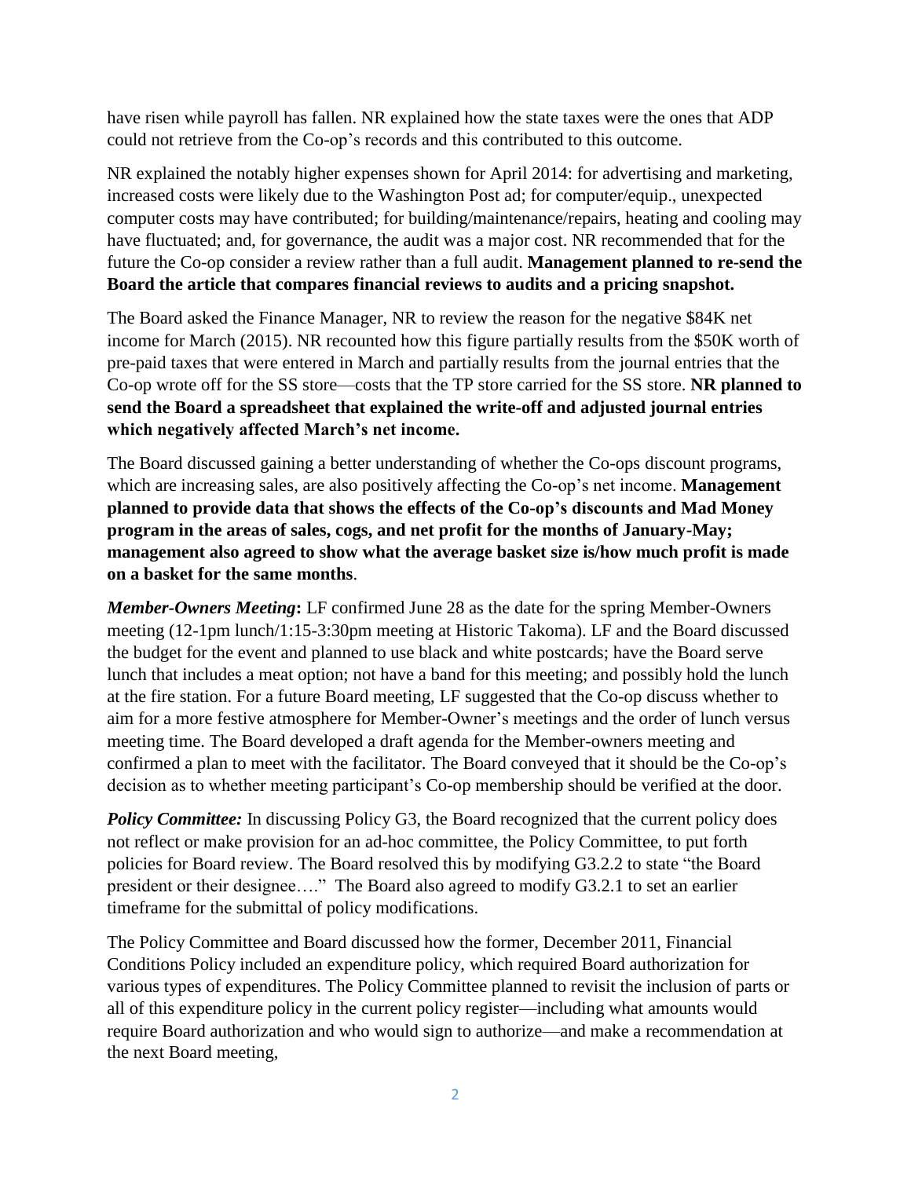have risen while payroll has fallen. NR explained how the state taxes were the ones that ADP could not retrieve from the Co-op's records and this contributed to this outcome.

NR explained the notably higher expenses shown for April 2014: for advertising and marketing, increased costs were likely due to the Washington Post ad; for computer/equip., unexpected computer costs may have contributed; for building/maintenance/repairs, heating and cooling may have fluctuated; and, for governance, the audit was a major cost. NR recommended that for the future the Co-op consider a review rather than a full audit. **Management planned to re-send the Board the article that compares financial reviews to audits and a pricing snapshot.**

The Board asked the Finance Manager, NR to review the reason for the negative $84K net income for March (2015). NR recounted how this figure partially results from the $50K worth of pre-paid taxes that were entered in March and partially results from the journal entries that the Co-op wrote off for the SS store—costs that the TP store carried for the SS store. **NR planned to send the Board a spreadsheet that explained the write-off and adjusted journal entries which negatively affected March's net income.**

The Board discussed gaining a better understanding of whether the Co-ops discount programs, which are increasing sales, are also positively affecting the Co-op's net income. **Management planned to provide data that shows the effects of the Co-op's discounts and Mad Money program in the areas of sales, cogs, and net profit for the months of January-May; management also agreed to show what the average basket size is/how much profit is made on a basket for the same months**.

***Member-Owners Meeting*:** LF confirmed June 28 as the date for the spring Member-Owners meeting (12-1pm lunch/1:15-3:30pm meeting at Historic Takoma). LF and the Board discussed the budget for the event and planned to use black and white postcards; have the Board serve lunch that includes a meat option; not have a band for this meeting; and possibly hold the lunch at the fire station. For a future Board meeting, LF suggested that the Co-op discuss whether to aim for a more festive atmosphere for Member-Owner's meetings and the order of lunch versus meeting time. The Board developed a draft agenda for the Member-owners meeting and confirmed a plan to meet with the facilitator. The Board conveyed that it should be the Co-op's decision as to whether meeting participant's Co-op membership should be verified at the door.

***Policy Committee:*** In discussing Policy G3, the Board recognized that the current policy does not reflect or make provision for an ad-hoc committee, the Policy Committee, to put forth policies for Board review. The Board resolved this by modifying G3.2.2 to state "the Board president or their designee…." The Board also agreed to modify G3.2.1 to set an earlier timeframe for the submittal of policy modifications.

The Policy Committee and Board discussed how the former, December 2011, Financial Conditions Policy included an expenditure policy, which required Board authorization for various types of expenditures. The Policy Committee planned to revisit the inclusion of parts or all of this expenditure policy in the current policy register—including what amounts would require Board authorization and who would sign to authorize—and make a recommendation at the next Board meeting,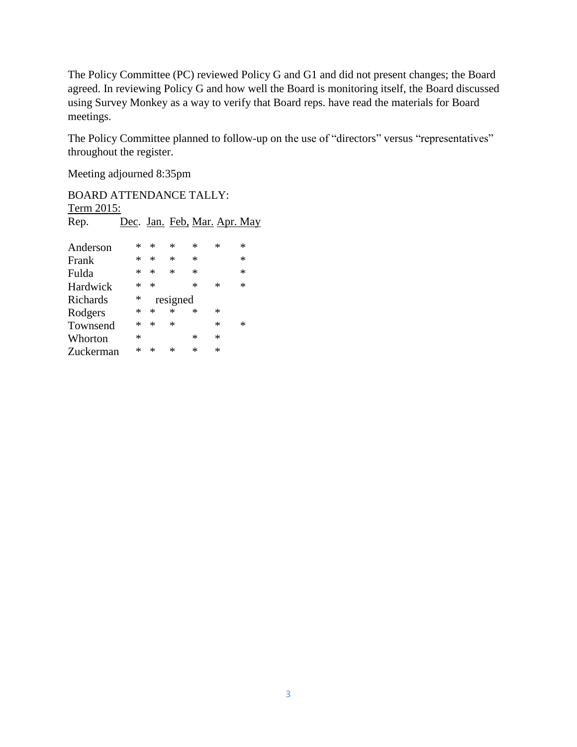The Policy Committee (PC) reviewed Policy G and G1 and did not present changes; the Board agreed. In reviewing Policy G and how well the Board is monitoring itself, the Board discussed using Survey Monkey as a way to verify that Board reps. have read the materials for Board meetings.

The Policy Committee planned to follow-up on the use of "directors" versus "representatives" throughout the register.

Meeting adjourned 8:35pm

BOARD ATTENDANCE TALLY:

Term 2015:

| Rep. | Dec. | Jan. | Feb, | Mar. | Apr. | May |
|---|---|---|---|---|---|---|
| Anderson | * | * | * | * | * | * |
| Frank | * | * | * | * | | * |
| Fulda | * | * | * | * | | * |
| Hardwick | * | * | | * | * | * |
| Richards | * | resigned | | | | |
| Rodgers | * | * | * | * | * | |
| Townsend | * | * | * | | * | * |
| Whorton | * | | | * | * | |
| Zuckerman | * | * | * | * | * | |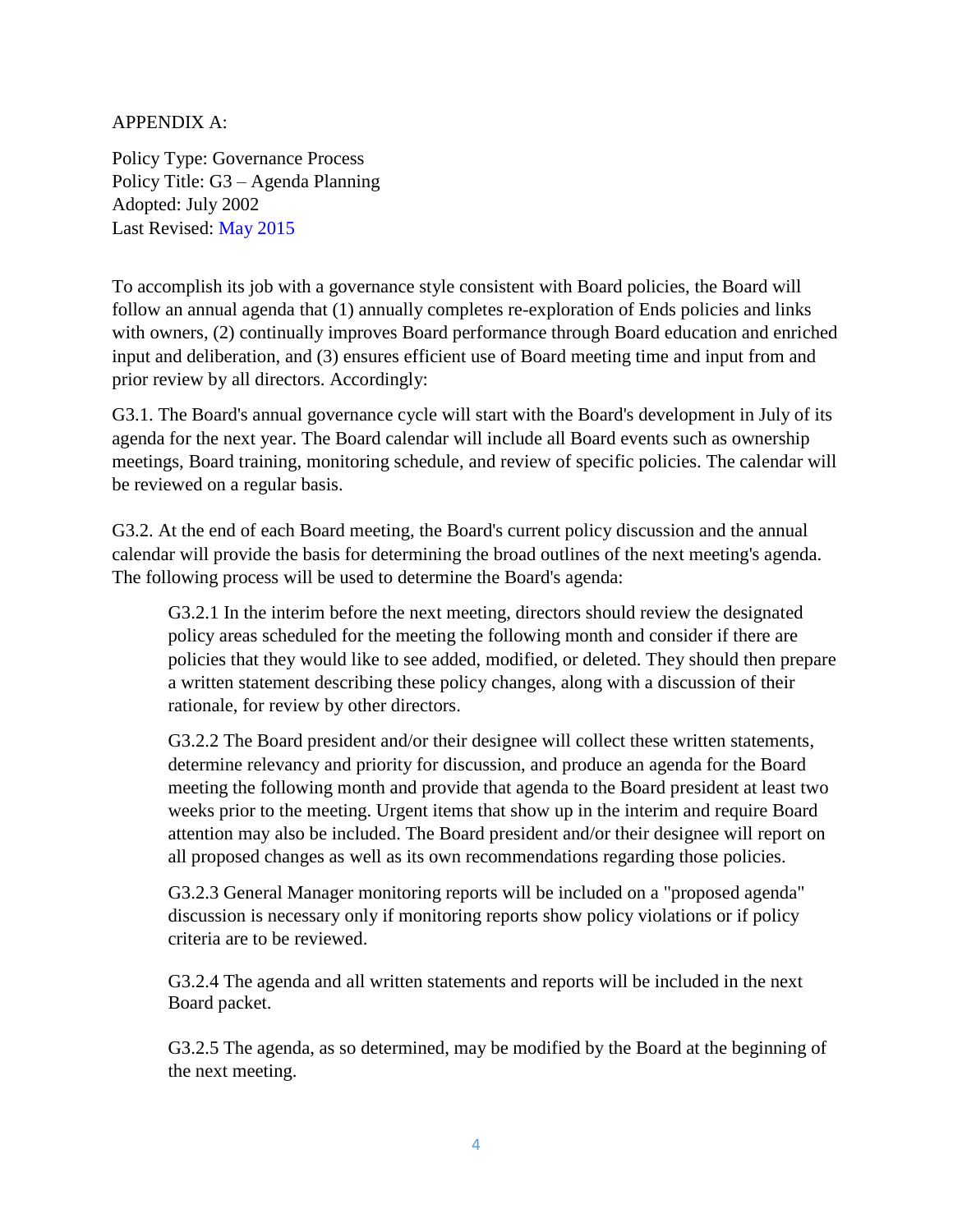APPENDIX A:

Policy Type: Governance Process
Policy Title: G3 – Agenda Planning
Adopted: July 2002
Last Revised: May 2015

To accomplish its job with a governance style consistent with Board policies, the Board will follow an annual agenda that (1) annually completes re-exploration of Ends policies and links with owners, (2) continually improves Board performance through Board education and enriched input and deliberation, and (3) ensures efficient use of Board meeting time and input from and prior review by all directors. Accordingly:

G3.1. The Board's annual governance cycle will start with the Board's development in July of its agenda for the next year. The Board calendar will include all Board events such as ownership meetings, Board training, monitoring schedule, and review of specific policies. The calendar will be reviewed on a regular basis.

G3.2. At the end of each Board meeting, the Board's current policy discussion and the annual calendar will provide the basis for determining the broad outlines of the next meeting's agenda. The following process will be used to determine the Board's agenda:

> G3.2.1 In the interim before the next meeting, directors should review the designated policy areas scheduled for the meeting the following month and consider if there are policies that they would like to see added, modified, or deleted. They should then prepare a written statement describing these policy changes, along with a discussion of their rationale, for review by other directors.
>
> G3.2.2 The Board president and/or their designee will collect these written statements, determine relevancy and priority for discussion, and produce an agenda for the Board meeting the following month and provide that agenda to the Board president at least two weeks prior to the meeting. Urgent items that show up in the interim and require Board attention may also be included. The Board president and/or their designee will report on all proposed changes as well as its own recommendations regarding those policies.
>
> G3.2.3 General Manager monitoring reports will be included on a "proposed agenda" discussion is necessary only if monitoring reports show policy violations or if policy criteria are to be reviewed.
>
> G3.2.4 The agenda and all written statements and reports will be included in the next Board packet.
>
> G3.2.5 The agenda, as so determined, may be modified by the Board at the beginning of the next meeting.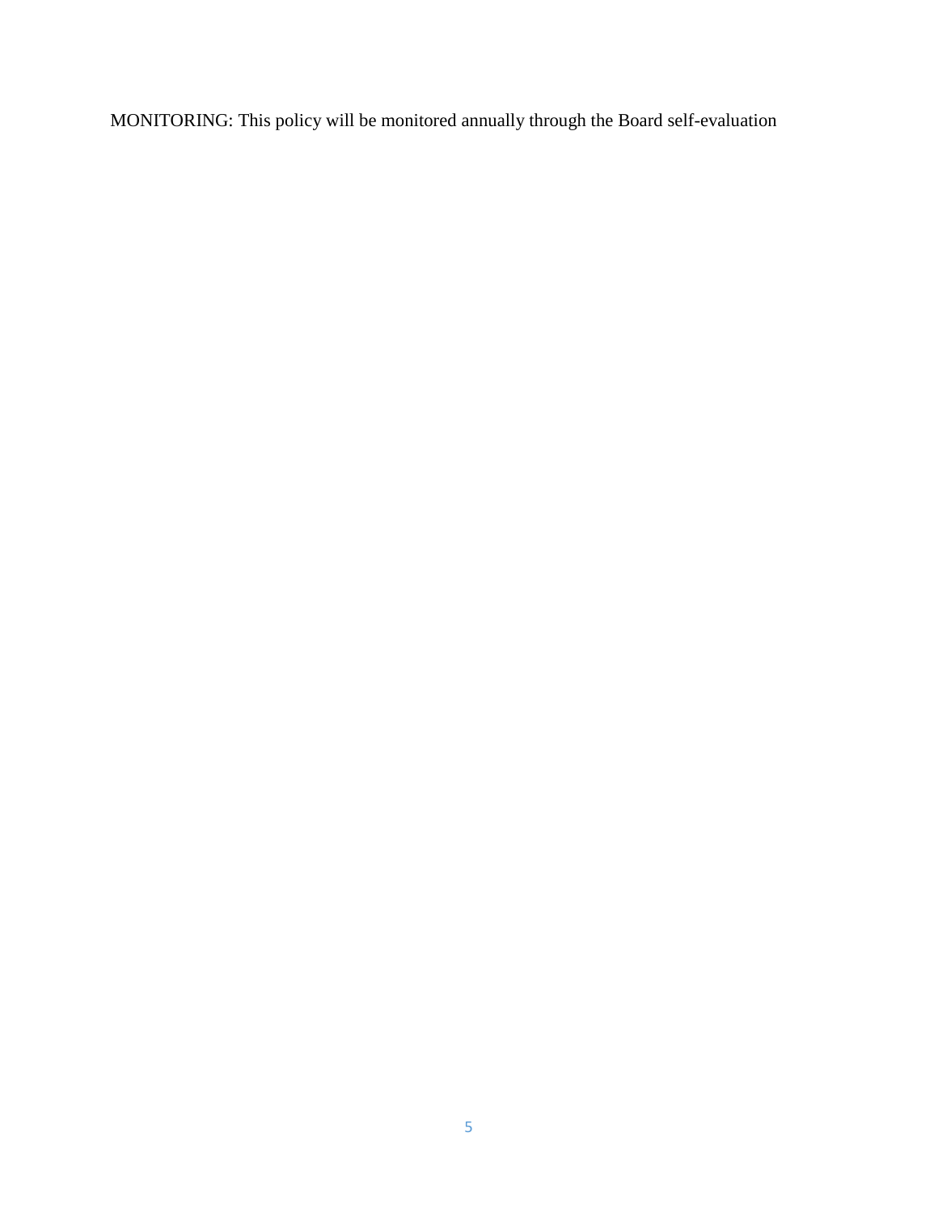MONITORING: This policy will be monitored annually through the Board self-evaluation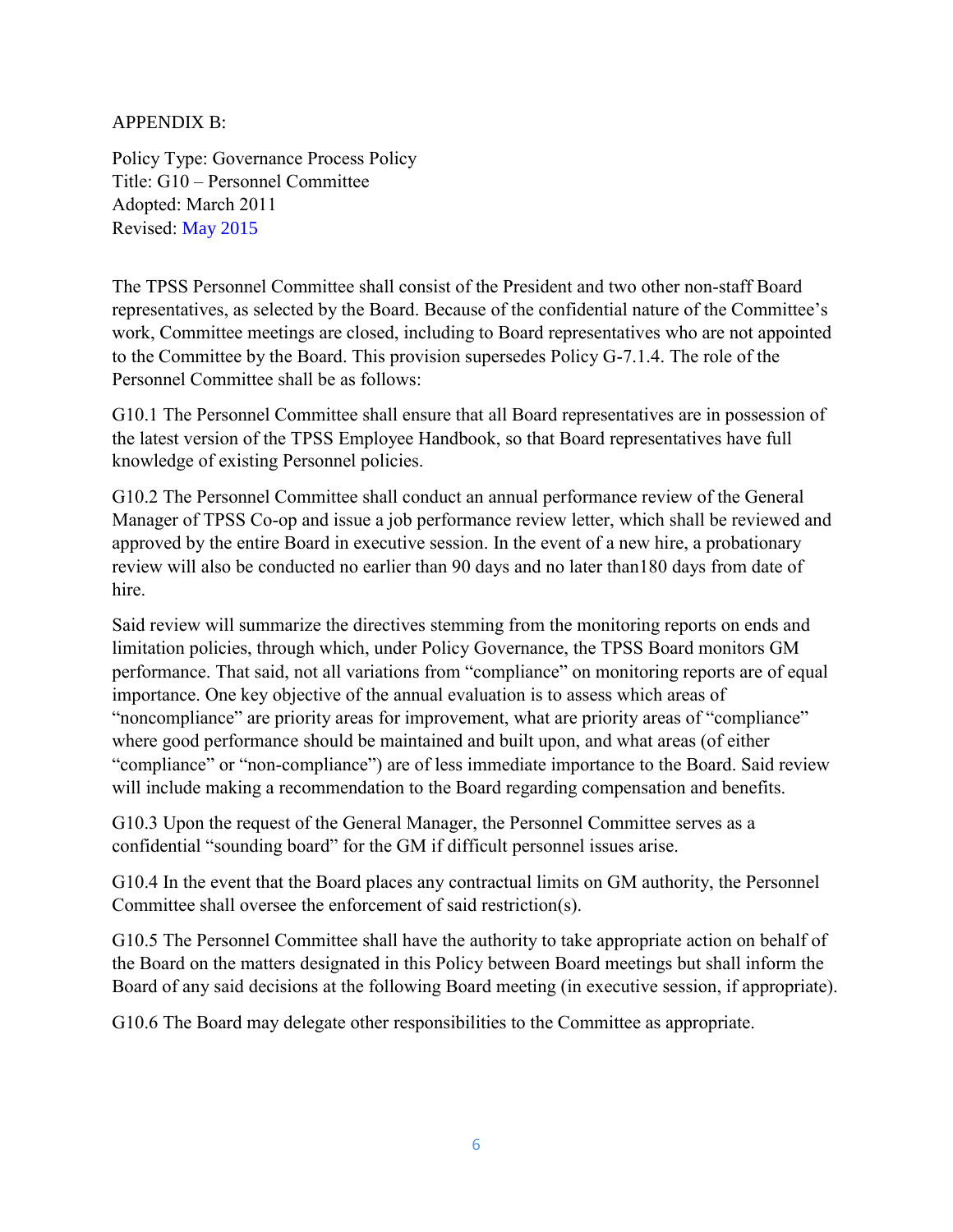APPENDIX B:

Policy Type: Governance Process Policy
Title: G10 – Personnel Committee
Adopted: March 2011
Revised: May 2015

The TPSS Personnel Committee shall consist of the President and two other non-staff Board representatives, as selected by the Board. Because of the confidential nature of the Committee's work, Committee meetings are closed, including to Board representatives who are not appointed to the Committee by the Board. This provision supersedes Policy G-7.1.4. The role of the Personnel Committee shall be as follows:

G10.1 The Personnel Committee shall ensure that all Board representatives are in possession of the latest version of the TPSS Employee Handbook, so that Board representatives have full knowledge of existing Personnel policies.

G10.2 The Personnel Committee shall conduct an annual performance review of the General Manager of TPSS Co-op and issue a job performance review letter, which shall be reviewed and approved by the entire Board in executive session. In the event of a new hire, a probationary review will also be conducted no earlier than 90 days and no later than180 days from date of hire.

Said review will summarize the directives stemming from the monitoring reports on ends and limitation policies, through which, under Policy Governance, the TPSS Board monitors GM performance. That said, not all variations from "compliance" on monitoring reports are of equal importance. One key objective of the annual evaluation is to assess which areas of "noncompliance" are priority areas for improvement, what are priority areas of "compliance" where good performance should be maintained and built upon, and what areas (of either "compliance" or "non-compliance") are of less immediate importance to the Board. Said review will include making a recommendation to the Board regarding compensation and benefits.

G10.3 Upon the request of the General Manager, the Personnel Committee serves as a confidential "sounding board" for the GM if difficult personnel issues arise.

G10.4 In the event that the Board places any contractual limits on GM authority, the Personnel Committee shall oversee the enforcement of said restriction(s).

G10.5 The Personnel Committee shall have the authority to take appropriate action on behalf of the Board on the matters designated in this Policy between Board meetings but shall inform the Board of any said decisions at the following Board meeting (in executive session, if appropriate).

G10.6 The Board may delegate other responsibilities to the Committee as appropriate.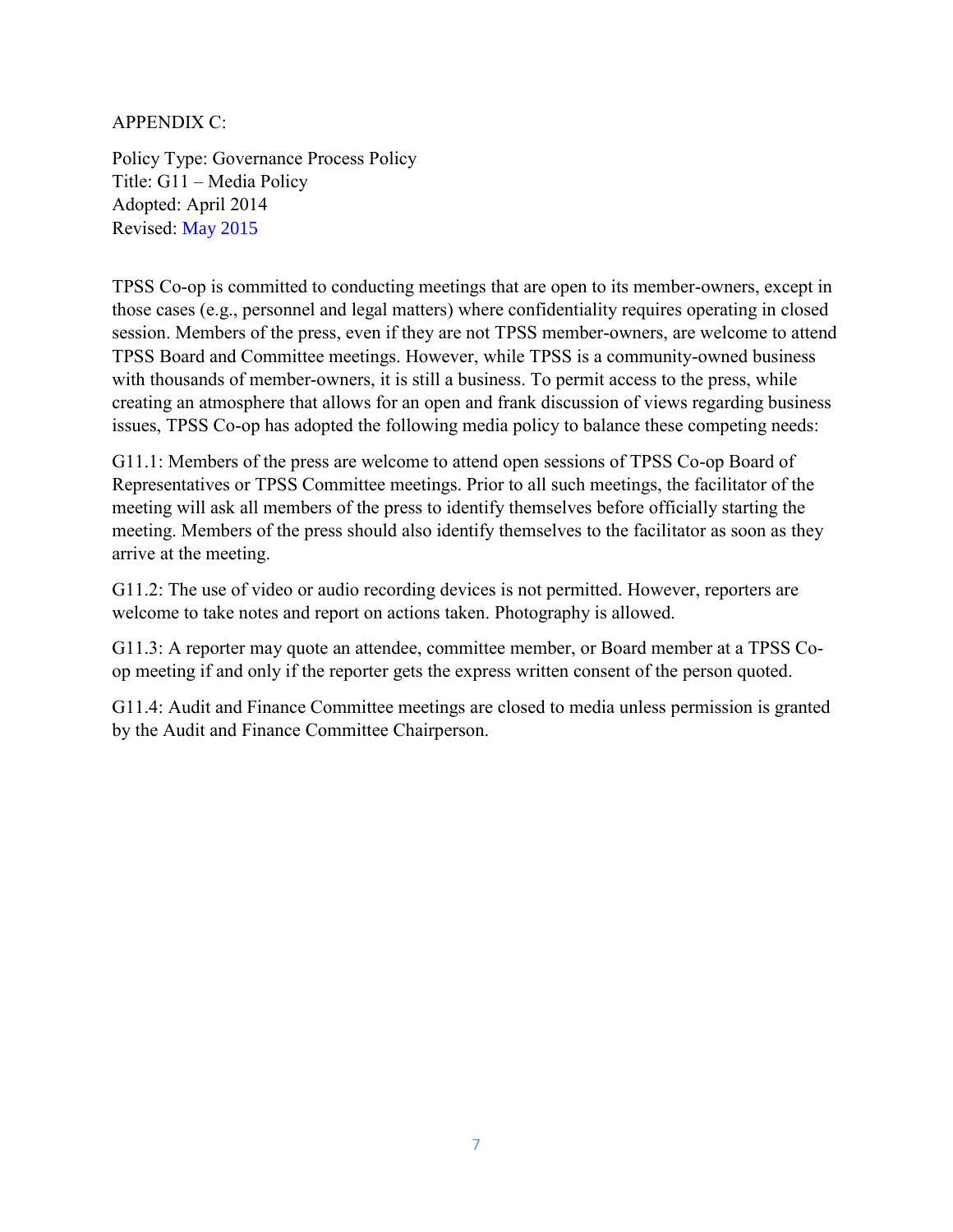APPENDIX C:

Policy Type: Governance Process Policy
Title: G11 – Media Policy
Adopted: April 2014
Revised: May 2015

TPSS Co-op is committed to conducting meetings that are open to its member-owners, except in those cases (e.g., personnel and legal matters) where confidentiality requires operating in closed session. Members of the press, even if they are not TPSS member-owners, are welcome to attend TPSS Board and Committee meetings. However, while TPSS is a community-owned business with thousands of member-owners, it is still a business. To permit access to the press, while creating an atmosphere that allows for an open and frank discussion of views regarding business issues, TPSS Co-op has adopted the following media policy to balance these competing needs:

G11.1: Members of the press are welcome to attend open sessions of TPSS Co-op Board of Representatives or TPSS Committee meetings. Prior to all such meetings, the facilitator of the meeting will ask all members of the press to identify themselves before officially starting the meeting. Members of the press should also identify themselves to the facilitator as soon as they arrive at the meeting.

G11.2: The use of video or audio recording devices is not permitted. However, reporters are welcome to take notes and report on actions taken. Photography is allowed.

G11.3: A reporter may quote an attendee, committee member, or Board member at a TPSS Co-op meeting if and only if the reporter gets the express written consent of the person quoted.

G11.4: Audit and Finance Committee meetings are closed to media unless permission is granted by the Audit and Finance Committee Chairperson.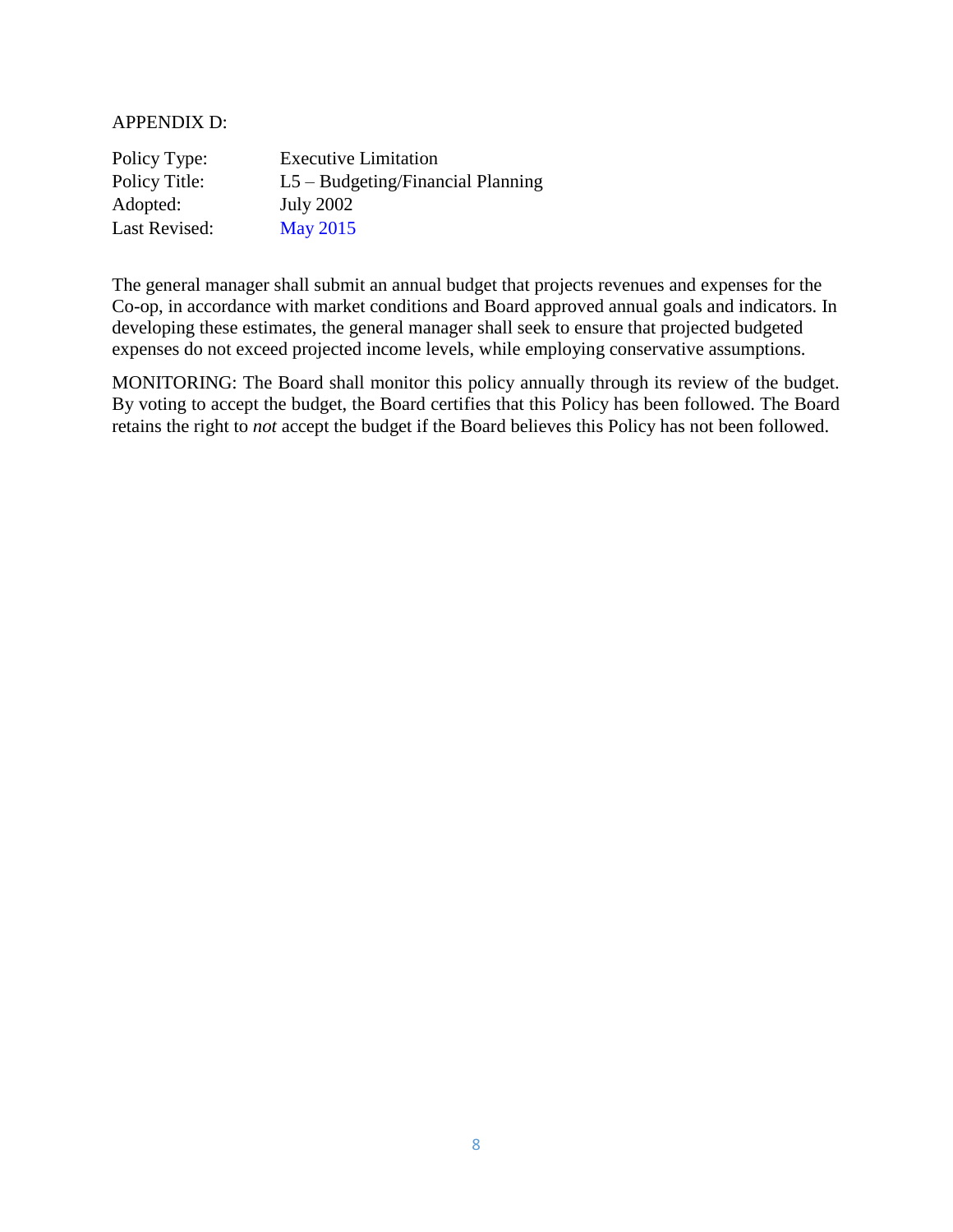APPENDIX D:

| | |
|---|---|
| Policy Type: | Executive Limitation |
| Policy Title: | L5 – Budgeting/Financial Planning |
| Adopted: | July 2002 |
| Last Revised: | May 2015 |

The general manager shall submit an annual budget that projects revenues and expenses for the Co-op, in accordance with market conditions and Board approved annual goals and indicators. In developing these estimates, the general manager shall seek to ensure that projected budgeted expenses do not exceed projected income levels, while employing conservative assumptions.

MONITORING: The Board shall monitor this policy annually through its review of the budget. By voting to accept the budget, the Board certifies that this Policy has been followed. The Board retains the right to *not* accept the budget if the Board believes this Policy has not been followed.